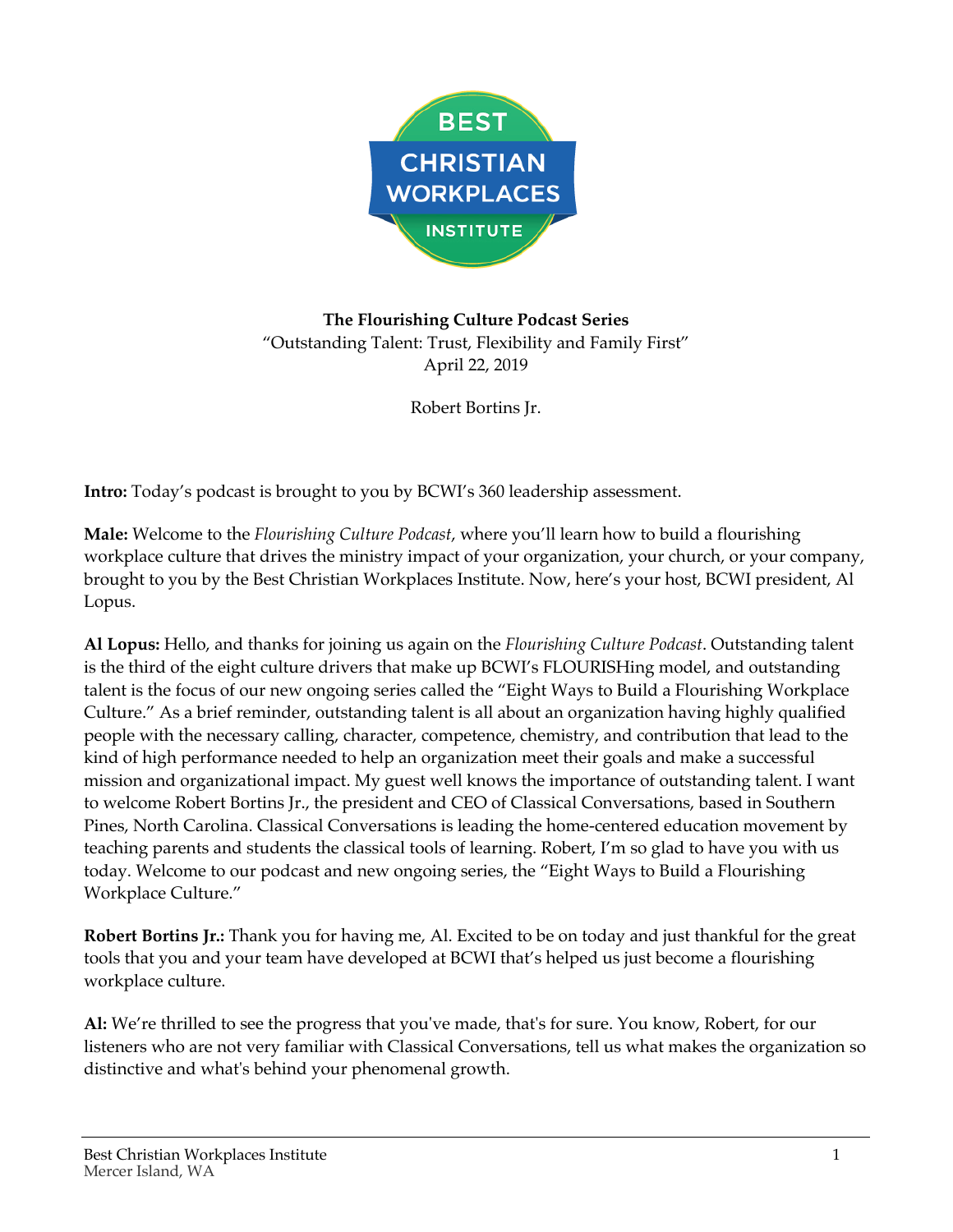**The Flourishing Culture Podcast Series**
"Outstanding Talent: Trust, Flexibility and Family First"
April 22, 2019

Robert Bortins Jr.

**Intro:** Today's podcast is brought to you by BCWI's 360 leadership assessment.

**Male:** Welcome to the *Flourishing Culture Podcast*, where you'll learn how to build a flourishing workplace culture that drives the ministry impact of your organization, your church, or your company, brought to you by the Best Christian Workplaces Institute. Now, here's your host, BCWI president, Al Lopus.

**Al Lopus:** Hello, and thanks for joining us again on the *Flourishing Culture Podcast*. Outstanding talent is the third of the eight culture drivers that make up BCWI's FLOURISHing model, and outstanding talent is the focus of our new ongoing series called the "Eight Ways to Build a Flourishing Workplace Culture." As a brief reminder, outstanding talent is all about an organization having highly qualified people with the necessary calling, character, competence, chemistry, and contribution that lead to the kind of high performance needed to help an organization meet their goals and make a successful mission and organizational impact. My guest well knows the importance of outstanding talent. I want to welcome Robert Bortins Jr., the president and CEO of Classical Conversations, based in Southern Pines, North Carolina. Classical Conversations is leading the home-centered education movement by teaching parents and students the classical tools of learning. Robert, I'm so glad to have you with us today. Welcome to our podcast and new ongoing series, the "Eight Ways to Build a Flourishing Workplace Culture."

**Robert Bortins Jr.:** Thank you for having me, Al. Excited to be on today and just thankful for the great tools that you and your team have developed at BCWI that's helped us just become a flourishing workplace culture.

**Al:** We're thrilled to see the progress that you've made, that's for sure. You know, Robert, for our listeners who are not very familiar with Classical Conversations, tell us what makes the organization so distinctive and what's behind your phenomenal growth.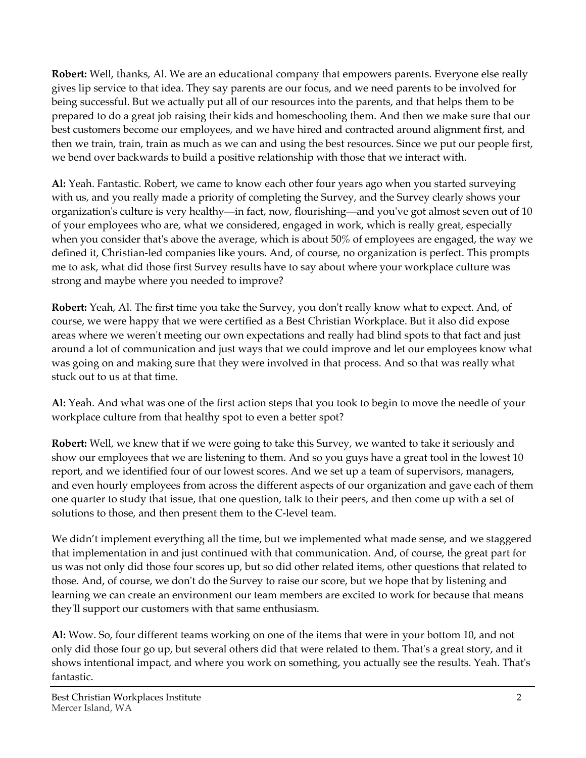**Robert:** Well, thanks, Al. We are an educational company that empowers parents. Everyone else really gives lip service to that idea. They say parents are our focus, and we need parents to be involved for being successful. But we actually put all of our resources into the parents, and that helps them to be prepared to do a great job raising their kids and homeschooling them. And then we make sure that our best customers become our employees, and we have hired and contracted around alignment first, and then we train, train, train as much as we can and using the best resources. Since we put our people first, we bend over backwards to build a positive relationship with those that we interact with.

**Al:** Yeah. Fantastic. Robert, we came to know each other four years ago when you started surveying with us, and you really made a priority of completing the Survey, and the Survey clearly shows your organization's culture is very healthy—in fact, now, flourishing—and you've got almost seven out of 10 of your employees who are, what we considered, engaged in work, which is really great, especially when you consider that's above the average, which is about 50% of employees are engaged, the way we defined it, Christian-led companies like yours. And, of course, no organization is perfect. This prompts me to ask, what did those first Survey results have to say about where your workplace culture was strong and maybe where you needed to improve?

**Robert:** Yeah, Al. The first time you take the Survey, you don't really know what to expect. And, of course, we were happy that we were certified as a Best Christian Workplace. But it also did expose areas where we weren't meeting our own expectations and really had blind spots to that fact and just around a lot of communication and just ways that we could improve and let our employees know what was going on and making sure that they were involved in that process. And so that was really what stuck out to us at that time.

**Al:** Yeah. And what was one of the first action steps that you took to begin to move the needle of your workplace culture from that healthy spot to even a better spot?

**Robert:** Well, we knew that if we were going to take this Survey, we wanted to take it seriously and show our employees that we are listening to them. And so you guys have a great tool in the lowest 10 report, and we identified four of our lowest scores. And we set up a team of supervisors, managers, and even hourly employees from across the different aspects of our organization and gave each of them one quarter to study that issue, that one question, talk to their peers, and then come up with a set of solutions to those, and then present them to the C-level team.

We didn't implement everything all the time, but we implemented what made sense, and we staggered that implementation in and just continued with that communication. And, of course, the great part for us was not only did those four scores up, but so did other related items, other questions that related to those. And, of course, we don't do the Survey to raise our score, but we hope that by listening and learning we can create an environment our team members are excited to work for because that means they'll support our customers with that same enthusiasm.

**Al:** Wow. So, four different teams working on one of the items that were in your bottom 10, and not only did those four go up, but several others did that were related to them. That's a great story, and it shows intentional impact, and where you work on something, you actually see the results. Yeah. That's fantastic.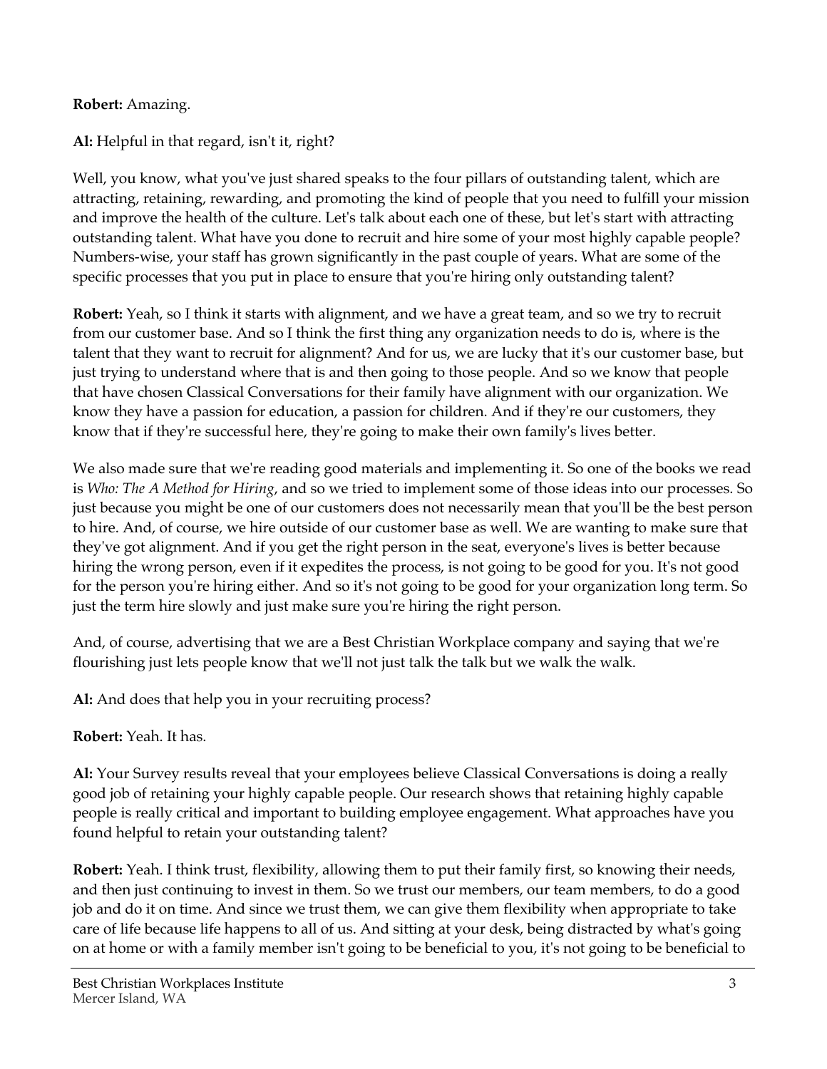**Robert:** Amazing.

**Al:** Helpful in that regard, isn't it, right?

Well, you know, what you've just shared speaks to the four pillars of outstanding talent, which are attracting, retaining, rewarding, and promoting the kind of people that you need to fulfill your mission and improve the health of the culture. Let's talk about each one of these, but let's start with attracting outstanding talent. What have you done to recruit and hire some of your most highly capable people? Numbers-wise, your staff has grown significantly in the past couple of years. What are some of the specific processes that you put in place to ensure that you're hiring only outstanding talent?

**Robert:** Yeah, so I think it starts with alignment, and we have a great team, and so we try to recruit from our customer base. And so I think the first thing any organization needs to do is, where is the talent that they want to recruit for alignment? And for us, we are lucky that it's our customer base, but just trying to understand where that is and then going to those people. And so we know that people that have chosen Classical Conversations for their family have alignment with our organization. We know they have a passion for education, a passion for children. And if they're our customers, they know that if they're successful here, they're going to make their own family's lives better.

We also made sure that we're reading good materials and implementing it. So one of the books we read is *Who: The A Method for Hiring*, and so we tried to implement some of those ideas into our processes. So just because you might be one of our customers does not necessarily mean that you'll be the best person to hire. And, of course, we hire outside of our customer base as well. We are wanting to make sure that they've got alignment. And if you get the right person in the seat, everyone's lives is better because hiring the wrong person, even if it expedites the process, is not going to be good for you. It's not good for the person you're hiring either. And so it's not going to be good for your organization long term. So just the term hire slowly and just make sure you're hiring the right person.

And, of course, advertising that we are a Best Christian Workplace company and saying that we're flourishing just lets people know that we'll not just talk the talk but we walk the walk.

**Al:** And does that help you in your recruiting process?

**Robert:** Yeah. It has.

**Al:** Your Survey results reveal that your employees believe Classical Conversations is doing a really good job of retaining your highly capable people. Our research shows that retaining highly capable people is really critical and important to building employee engagement. What approaches have you found helpful to retain your outstanding talent?

**Robert:** Yeah. I think trust, flexibility, allowing them to put their family first, so knowing their needs, and then just continuing to invest in them. So we trust our members, our team members, to do a good job and do it on time. And since we trust them, we can give them flexibility when appropriate to take care of life because life happens to all of us. And sitting at your desk, being distracted by what's going on at home or with a family member isn't going to be beneficial to you, it's not going to be beneficial to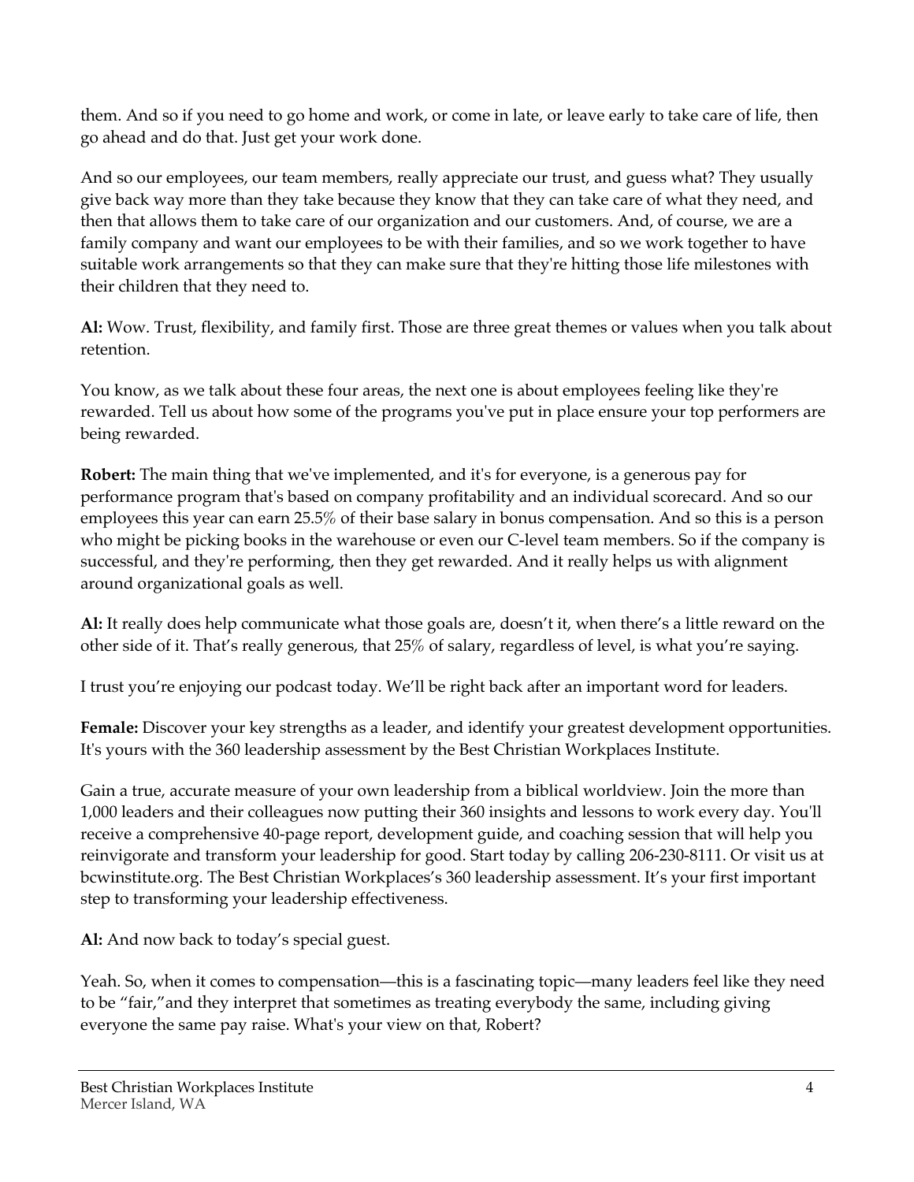them. And so if you need to go home and work, or come in late, or leave early to take care of life, then go ahead and do that. Just get your work done.

And so our employees, our team members, really appreciate our trust, and guess what? They usually give back way more than they take because they know that they can take care of what they need, and then that allows them to take care of our organization and our customers. And, of course, we are a family company and want our employees to be with their families, and so we work together to have suitable work arrangements so that they can make sure that they're hitting those life milestones with their children that they need to.

**Al:** Wow. Trust, flexibility, and family first. Those are three great themes or values when you talk about retention.

You know, as we talk about these four areas, the next one is about employees feeling like they're rewarded. Tell us about how some of the programs you've put in place ensure your top performers are being rewarded.

**Robert:** The main thing that we've implemented, and it's for everyone, is a generous pay for performance program that's based on company profitability and an individual scorecard. And so our employees this year can earn 25.5% of their base salary in bonus compensation. And so this is a person who might be picking books in the warehouse or even our C-level team members. So if the company is successful, and they're performing, then they get rewarded. And it really helps us with alignment around organizational goals as well.

**Al:** It really does help communicate what those goals are, doesn't it, when there's a little reward on the other side of it. That's really generous, that 25% of salary, regardless of level, is what you're saying.

I trust you're enjoying our podcast today. We'll be right back after an important word for leaders.

**Female:** Discover your key strengths as a leader, and identify your greatest development opportunities. It's yours with the 360 leadership assessment by the Best Christian Workplaces Institute.

Gain a true, accurate measure of your own leadership from a biblical worldview. Join the more than 1,000 leaders and their colleagues now putting their 360 insights and lessons to work every day. You'll receive a comprehensive 40-page report, development guide, and coaching session that will help you reinvigorate and transform your leadership for good. Start today by calling 206-230-8111. Or visit us at bcwinstitute.org. The Best Christian Workplaces's 360 leadership assessment. It's your first important step to transforming your leadership effectiveness.

**Al:** And now back to today's special guest.

Yeah. So, when it comes to compensation—this is a fascinating topic—many leaders feel like they need to be "fair," and they interpret that sometimes as treating everybody the same, including giving everyone the same pay raise. What's your view on that, Robert?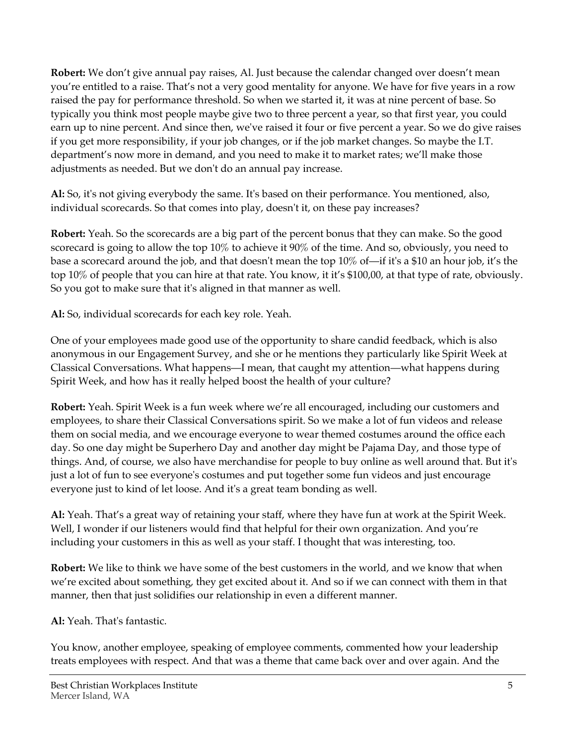**Robert:** We don't give annual pay raises, Al. Just because the calendar changed over doesn't mean you're entitled to a raise. That's not a very good mentality for anyone. We have for five years in a row raised the pay for performance threshold. So when we started it, it was at nine percent of base. So typically you think most people maybe give two to three percent a year, so that first year, you could earn up to nine percent. And since then, we've raised it four or five percent a year. So we do give raises if you get more responsibility, if your job changes, or if the job market changes. So maybe the I.T. department's now more in demand, and you need to make it to market rates; we'll make those adjustments as needed. But we don't do an annual pay increase.

**Al:** So, it's not giving everybody the same. It's based on their performance. You mentioned, also, individual scorecards. So that comes into play, doesn't it, on these pay increases?

**Robert:** Yeah. So the scorecards are a big part of the percent bonus that they can make. So the good scorecard is going to allow the top 10% to achieve it 90% of the time. And so, obviously, you need to base a scorecard around the job, and that doesn't mean the top 10% of—if it's a $10 an hour job, it's the top 10% of people that you can hire at that rate. You know, it it's $100,00, at that type of rate, obviously. So you got to make sure that it's aligned in that manner as well.

**Al:** So, individual scorecards for each key role. Yeah.

One of your employees made good use of the opportunity to share candid feedback, which is also anonymous in our Engagement Survey, and she or he mentions they particularly like Spirit Week at Classical Conversations. What happens—I mean, that caught my attention—what happens during Spirit Week, and how has it really helped boost the health of your culture?

**Robert:** Yeah. Spirit Week is a fun week where we're all encouraged, including our customers and employees, to share their Classical Conversations spirit. So we make a lot of fun videos and release them on social media, and we encourage everyone to wear themed costumes around the office each day. So one day might be Superhero Day and another day might be Pajama Day, and those type of things. And, of course, we also have merchandise for people to buy online as well around that. But it's just a lot of fun to see everyone's costumes and put together some fun videos and just encourage everyone just to kind of let loose. And it's a great team bonding as well.

**Al:** Yeah. That's a great way of retaining your staff, where they have fun at work at the Spirit Week. Well, I wonder if our listeners would find that helpful for their own organization. And you're including your customers in this as well as your staff. I thought that was interesting, too.

**Robert:** We like to think we have some of the best customers in the world, and we know that when we're excited about something, they get excited about it. And so if we can connect with them in that manner, then that just solidifies our relationship in even a different manner.

**Al:** Yeah. That's fantastic.

You know, another employee, speaking of employee comments, commented how your leadership treats employees with respect. And that was a theme that came back over and over again. And the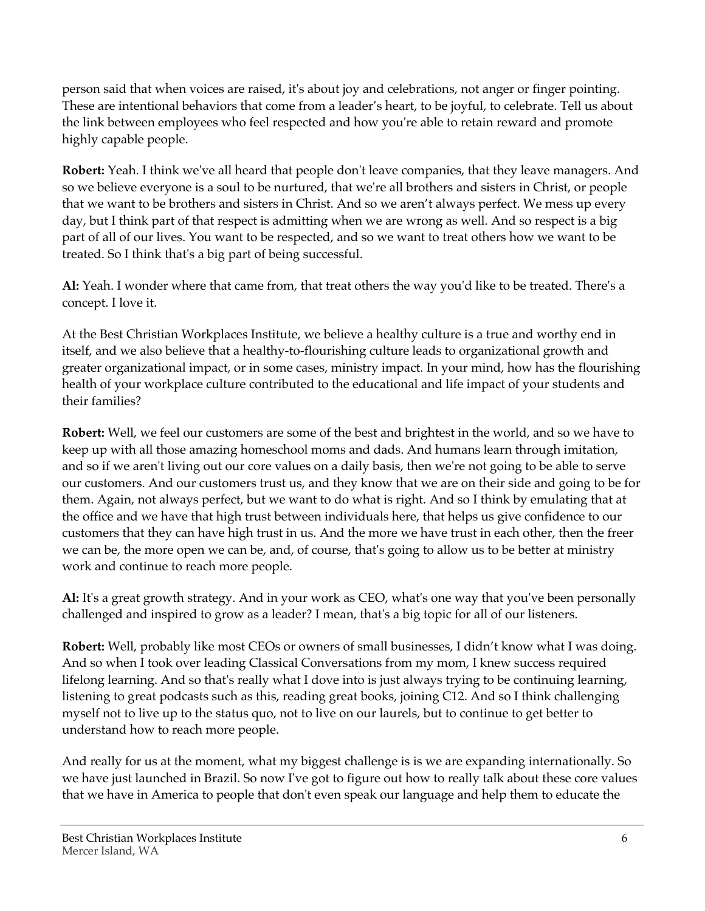person said that when voices are raised, it's about joy and celebrations, not anger or finger pointing. These are intentional behaviors that come from a leader's heart, to be joyful, to celebrate. Tell us about the link between employees who feel respected and how you're able to retain reward and promote highly capable people.

**Robert:** Yeah. I think we've all heard that people don't leave companies, that they leave managers. And so we believe everyone is a soul to be nurtured, that we're all brothers and sisters in Christ, or people that we want to be brothers and sisters in Christ. And so we aren't always perfect. We mess up every day, but I think part of that respect is admitting when we are wrong as well. And so respect is a big part of all of our lives. You want to be respected, and so we want to treat others how we want to be treated. So I think that's a big part of being successful.

**Al:** Yeah. I wonder where that came from, that treat others the way you'd like to be treated. There's a concept. I love it.

At the Best Christian Workplaces Institute, we believe a healthy culture is a true and worthy end in itself, and we also believe that a healthy-to-flourishing culture leads to organizational growth and greater organizational impact, or in some cases, ministry impact. In your mind, how has the flourishing health of your workplace culture contributed to the educational and life impact of your students and their families?

**Robert:** Well, we feel our customers are some of the best and brightest in the world, and so we have to keep up with all those amazing homeschool moms and dads. And humans learn through imitation, and so if we aren't living out our core values on a daily basis, then we're not going to be able to serve our customers. And our customers trust us, and they know that we are on their side and going to be for them. Again, not always perfect, but we want to do what is right. And so I think by emulating that at the office and we have that high trust between individuals here, that helps us give confidence to our customers that they can have high trust in us. And the more we have trust in each other, then the freer we can be, the more open we can be, and, of course, that's going to allow us to be better at ministry work and continue to reach more people.

**Al:** It's a great growth strategy. And in your work as CEO, what's one way that you've been personally challenged and inspired to grow as a leader? I mean, that's a big topic for all of our listeners.

**Robert:** Well, probably like most CEOs or owners of small businesses, I didn't know what I was doing. And so when I took over leading Classical Conversations from my mom, I knew success required lifelong learning. And so that's really what I dove into is just always trying to be continuing learning, listening to great podcasts such as this, reading great books, joining C12. And so I think challenging myself not to live up to the status quo, not to live on our laurels, but to continue to get better to understand how to reach more people.

And really for us at the moment, what my biggest challenge is is we are expanding internationally. So we have just launched in Brazil. So now I've got to figure out how to really talk about these core values that we have in America to people that don't even speak our language and help them to educate the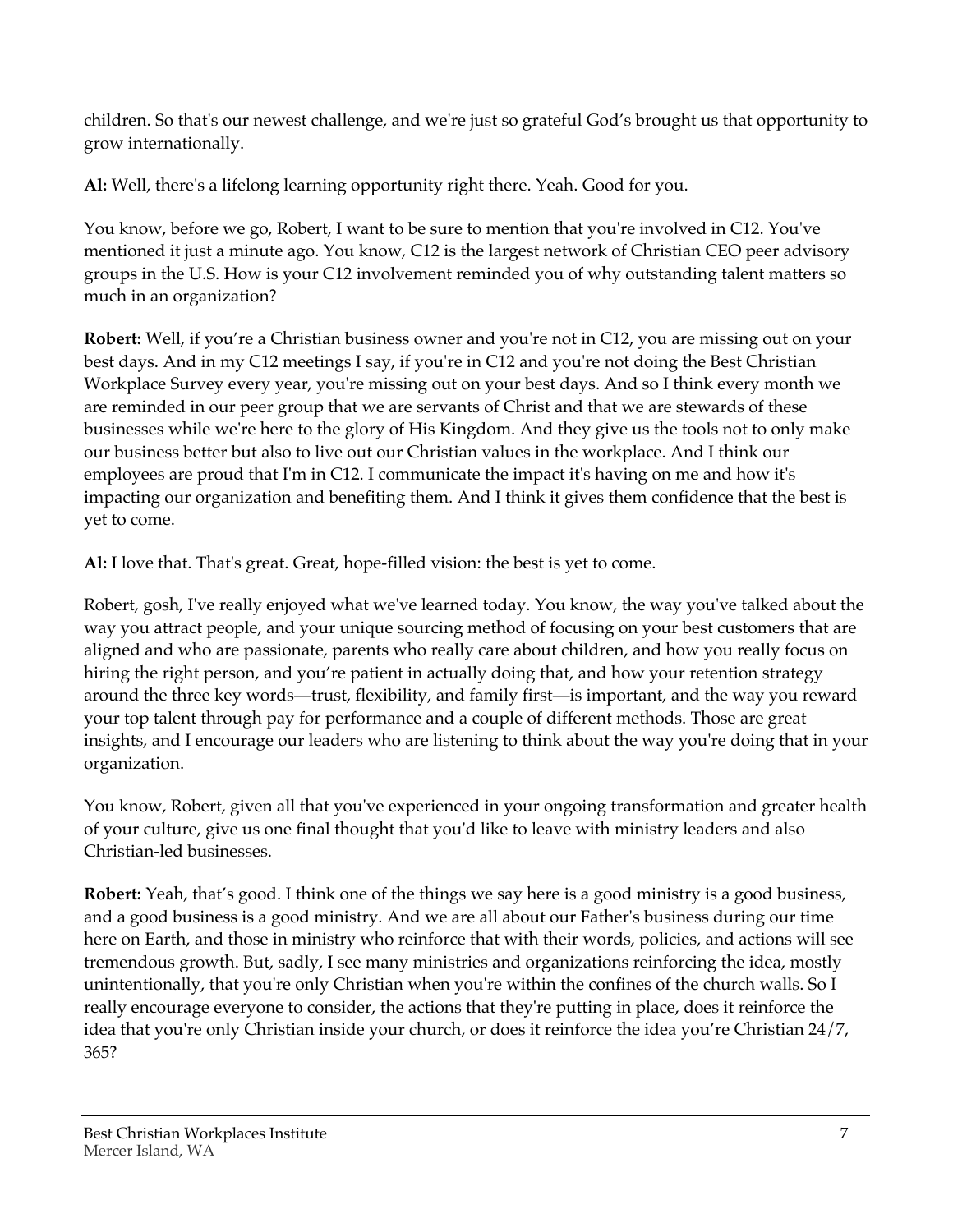children. So that's our newest challenge, and we're just so grateful God's brought us that opportunity to grow internationally.

**Al:** Well, there's a lifelong learning opportunity right there. Yeah. Good for you.

You know, before we go, Robert, I want to be sure to mention that you're involved in C12. You've mentioned it just a minute ago. You know, C12 is the largest network of Christian CEO peer advisory groups in the U.S. How is your C12 involvement reminded you of why outstanding talent matters so much in an organization?

**Robert:** Well, if you're a Christian business owner and you're not in C12, you are missing out on your best days. And in my C12 meetings I say, if you're in C12 and you're not doing the Best Christian Workplace Survey every year, you're missing out on your best days. And so I think every month we are reminded in our peer group that we are servants of Christ and that we are stewards of these businesses while we're here to the glory of His Kingdom. And they give us the tools not to only make our business better but also to live out our Christian values in the workplace. And I think our employees are proud that I'm in C12. I communicate the impact it's having on me and how it's impacting our organization and benefiting them. And I think it gives them confidence that the best is yet to come.

**Al:** I love that. That's great. Great, hope-filled vision: the best is yet to come.

Robert, gosh, I've really enjoyed what we've learned today. You know, the way you've talked about the way you attract people, and your unique sourcing method of focusing on your best customers that are aligned and who are passionate, parents who really care about children, and how you really focus on hiring the right person, and you're patient in actually doing that, and how your retention strategy around the three key words—trust, flexibility, and family first—is important, and the way you reward your top talent through pay for performance and a couple of different methods. Those are great insights, and I encourage our leaders who are listening to think about the way you're doing that in your organization.

You know, Robert, given all that you've experienced in your ongoing transformation and greater health of your culture, give us one final thought that you'd like to leave with ministry leaders and also Christian-led businesses.

**Robert:** Yeah, that's good. I think one of the things we say here is a good ministry is a good business, and a good business is a good ministry. And we are all about our Father's business during our time here on Earth, and those in ministry who reinforce that with their words, policies, and actions will see tremendous growth. But, sadly, I see many ministries and organizations reinforcing the idea, mostly unintentionally, that you're only Christian when you're within the confines of the church walls. So I really encourage everyone to consider, the actions that they're putting in place, does it reinforce the idea that you're only Christian inside your church, or does it reinforce the idea you're Christian 24/7, 365?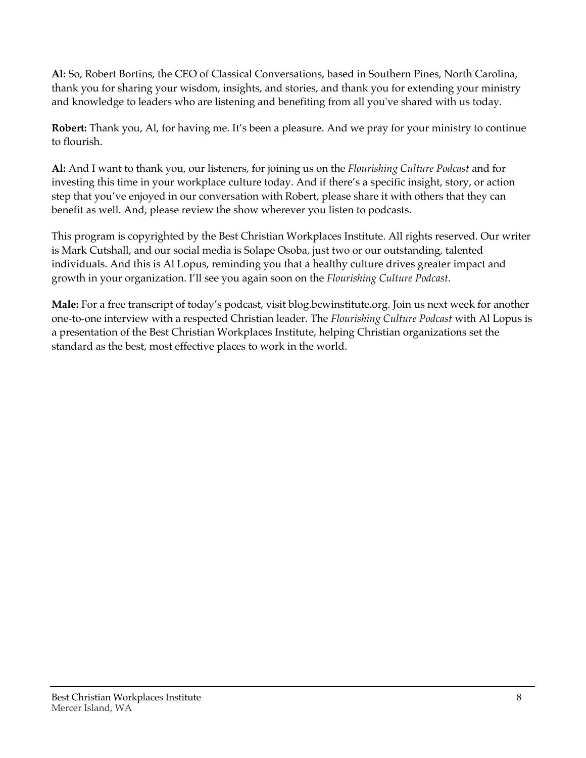**Al:** So, Robert Bortins, the CEO of Classical Conversations, based in Southern Pines, North Carolina, thank you for sharing your wisdom, insights, and stories, and thank you for extending your ministry and knowledge to leaders who are listening and benefiting from all you've shared with us today.

**Robert:** Thank you, Al, for having me. It's been a pleasure. And we pray for your ministry to continue to flourish.

**Al:** And I want to thank you, our listeners, for joining us on the *Flourishing Culture Podcast* and for investing this time in your workplace culture today. And if there's a specific insight, story, or action step that you've enjoyed in our conversation with Robert, please share it with others that they can benefit as well. And, please review the show wherever you listen to podcasts.

This program is copyrighted by the Best Christian Workplaces Institute. All rights reserved. Our writer is Mark Cutshall, and our social media is Solape Osoba, just two or our outstanding, talented individuals. And this is Al Lopus, reminding you that a healthy culture drives greater impact and growth in your organization. I'll see you again soon on the *Flourishing Culture Podcast*.

**Male:** For a free transcript of today's podcast, visit blog.bcwinstitute.org. Join us next week for another one-to-one interview with a respected Christian leader. The *Flourishing Culture Podcast* with Al Lopus is a presentation of the Best Christian Workplaces Institute, helping Christian organizations set the standard as the best, most effective places to work in the world.